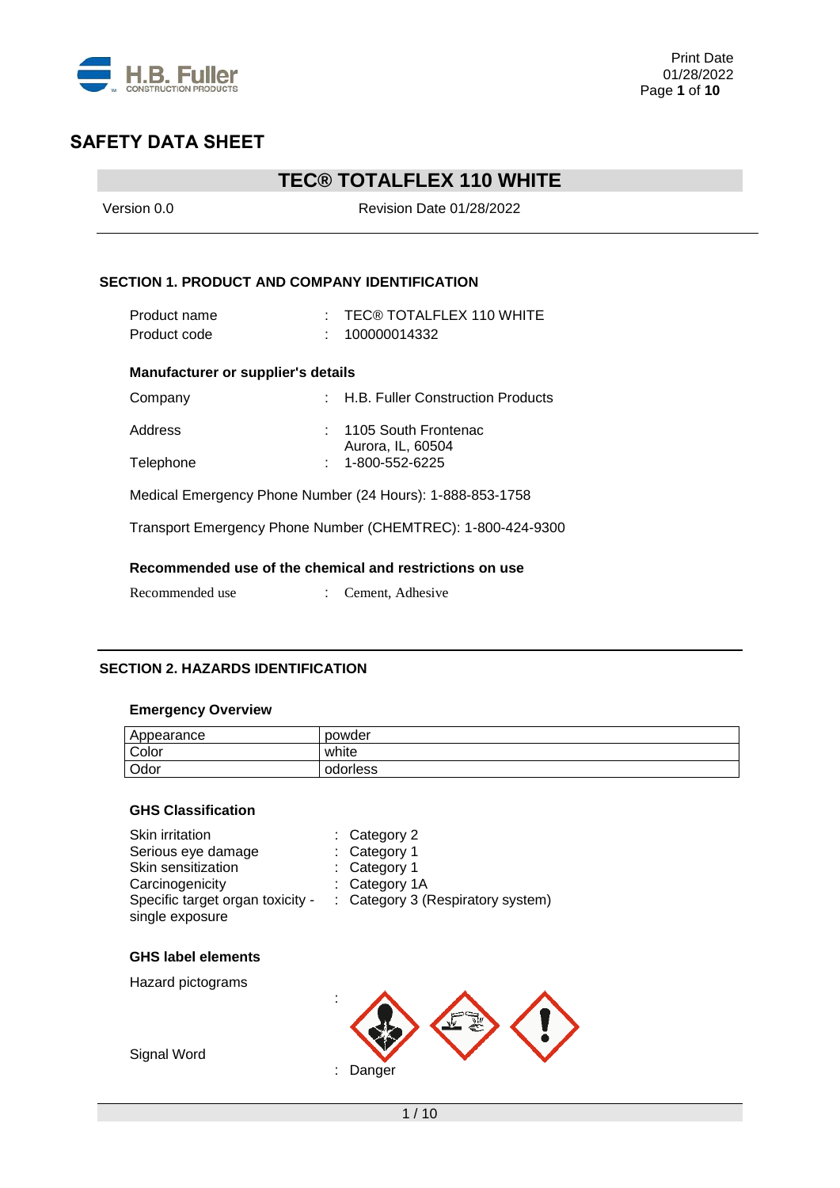# SAFETY DATA SHEET

## TEC® TOTALFLEX 110 WHITE

Version 0.0　　　　　Revision Date 01/28/2022

### SECTION 1. PRODUCT AND COMPANY IDENTIFICATION

Product name : TEC® TOTALFLEX 110 WHITE
Product code : 100000014332

**Manufacturer or supplier's details**

Company : H.B. Fuller Construction Products

Address : 1105 South Frontenac
Aurora, IL, 60504

Telephone : 1-800-552-6225

Medical Emergency Phone Number (24 Hours): 1-888-853-1758

Transport Emergency Phone Number (CHEMTREC): 1-800-424-9300

**Recommended use of the chemical and restrictions on use**

Recommended use : Cement, Adhesive

### SECTION 2. HAZARDS IDENTIFICATION

**Emergency Overview**

| Appearance | powder |
|---|---|
| Color | white |
| Odor | odorless |

**GHS Classification**

Skin irritation : Category 2
Serious eye damage : Category 1
Skin sensitization : Category 1
Carcinogenicity : Category 1A
Specific target organ toxicity - single exposure : Category 3 (Respiratory system)

**GHS label elements**

Hazard pictograms :

Signal Word : Danger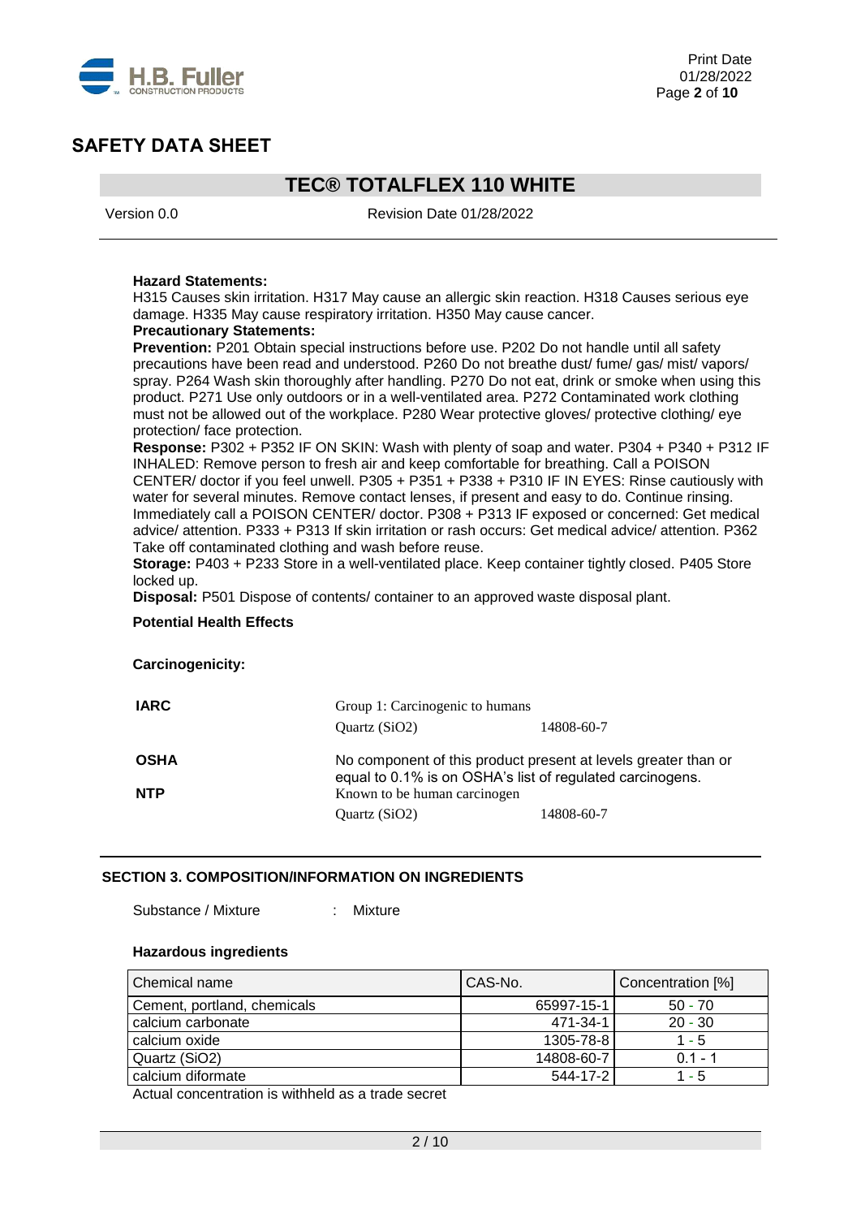**Hazard Statements:**
H315 Causes skin irritation. H317 May cause an allergic skin reaction. H318 Causes serious eye damage. H335 May cause respiratory irritation. H350 May cause cancer.

**Precautionary Statements:**

**Prevention:** P201 Obtain special instructions before use. P202 Do not handle until all safety precautions have been read and understood. P260 Do not breathe dust/ fume/ gas/ mist/ vapors/ spray. P264 Wash skin thoroughly after handling. P270 Do not eat, drink or smoke when using this product. P271 Use only outdoors or in a well-ventilated area. P272 Contaminated work clothing must not be allowed out of the workplace. P280 Wear protective gloves/ protective clothing/ eye protection/ face protection.

**Response:** P302 + P352 IF ON SKIN: Wash with plenty of soap and water. P304 + P340 + P312 IF INHALED: Remove person to fresh air and keep comfortable for breathing. Call a POISON CENTER/ doctor if you feel unwell. P305 + P351 + P338 + P310 IF IN EYES: Rinse cautiously with water for several minutes. Remove contact lenses, if present and easy to do. Continue rinsing. Immediately call a POISON CENTER/ doctor. P308 + P313 IF exposed or concerned: Get medical advice/ attention. P333 + P313 If skin irritation or rash occurs: Get medical advice/ attention. P362 Take off contaminated clothing and wash before reuse.

**Storage:** P403 + P233 Store in a well-ventilated place. Keep container tightly closed. P405 Store locked up.

**Disposal:** P501 Dispose of contents/ container to an approved waste disposal plant.

**Potential Health Effects**

**Carcinogenicity:**

**IARC** Group 1: Carcinogenic to humans

Quartz ($SiO_2$) 14808-60-7

**OSHA** No component of this product present at levels greater than or equal to 0.1% is on OSHA's list of regulated carcinogens.

**NTP** Known to be human carcinogen

Quartz ($SiO_2$) 14808-60-7

## SECTION 3. COMPOSITION/INFORMATION ON INGREDIENTS

Substance / Mixture : Mixture

**Hazardous ingredients**

| Chemical name | CAS-No. | Concentration [%] |
|---|---|---|
| Cement, portland, chemicals | 65997-15-1 | 50 - 70 |
| calcium carbonate | 471-34-1 | 20 - 30 |
| calcium oxide | 1305-78-8 | 1 - 5 |
| Quartz ($SiO_2$) | 14808-60-7 | 0.1 - 1 |
| calcium diformate | 544-17-2 | 1 - 5 |

Actual concentration is withheld as a trade secret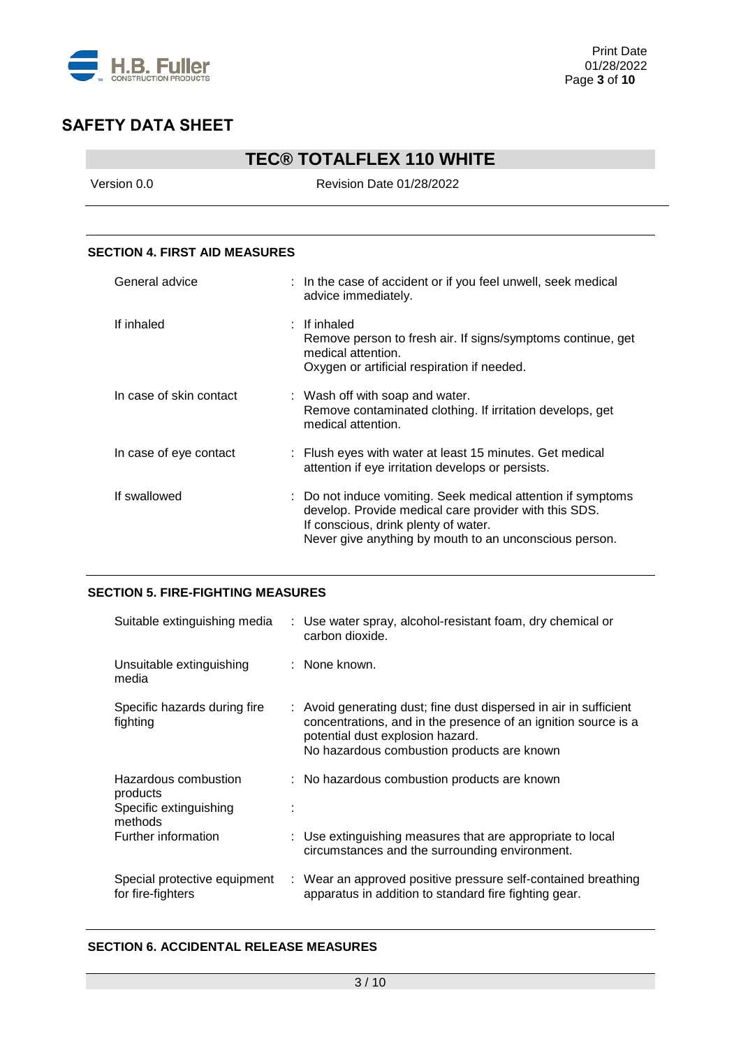## SECTION 4. FIRST AID MEASURES

| | | |
|---|---|---|
| General advice | : | In the case of accident or if you feel unwell, seek medical advice immediately. |
| If inhaled | : | If inhaled<br>Remove person to fresh air. If signs/symptoms continue, get medical attention.<br>Oxygen or artificial respiration if needed. |
| In case of skin contact | : | Wash off with soap and water.<br>Remove contaminated clothing. If irritation develops, get medical attention. |
| In case of eye contact | : | Flush eyes with water at least 15 minutes. Get medical attention if eye irritation develops or persists. |
| If swallowed | : | Do not induce vomiting. Seek medical attention if symptoms develop. Provide medical care provider with this SDS.<br>If conscious, drink plenty of water.<br>Never give anything by mouth to an unconscious person. |

## SECTION 5. FIRE-FIGHTING MEASURES

| | | |
|---|---|---|
| Suitable extinguishing media | : | Use water spray, alcohol-resistant foam, dry chemical or carbon dioxide. |
| Unsuitable extinguishing media | : | None known. |
| Specific hazards during fire fighting | : | Avoid generating dust; fine dust dispersed in air in sufficient concentrations, and in the presence of an ignition source is a potential dust explosion hazard.<br>No hazardous combustion products are known |
| Hazardous combustion products | : | No hazardous combustion products are known |
| Specific extinguishing methods | : | |
| Further information | : | Use extinguishing measures that are appropriate to local circumstances and the surrounding environment. |
| Special protective equipment for fire-fighters | : | Wear an approved positive pressure self-contained breathing apparatus in addition to standard fire fighting gear. |

## SECTION 6. ACCIDENTAL RELEASE MEASURES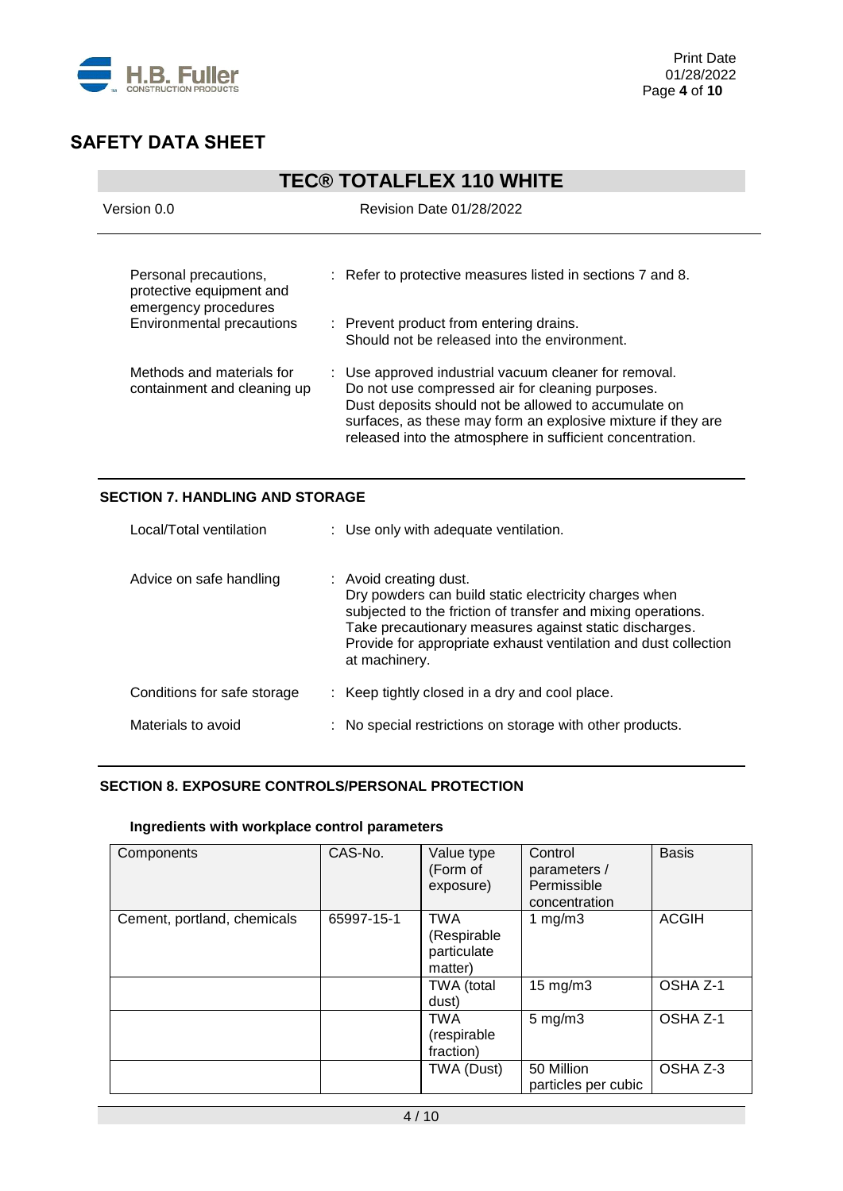| | | |
|---|---|---|
| Personal precautions, protective equipment and emergency procedures | : | Refer to protective measures listed in sections 7 and 8. |
| Environmental precautions | : | Prevent product from entering drains. Should not be released into the environment. |
| Methods and materials for containment and cleaning up | : | Use approved industrial vacuum cleaner for removal. Do not use compressed air for cleaning purposes. Dust deposits should not be allowed to accumulate on surfaces, as these may form an explosive mixture if they are released into the atmosphere in sufficient concentration. |

## SECTION 7. HANDLING AND STORAGE

| | | |
|---|---|---|
| Local/Total ventilation | : | Use only with adequate ventilation. |
| Advice on safe handling | : | Avoid creating dust. Dry powders can build static electricity charges when subjected to the friction of transfer and mixing operations. Take precautionary measures against static discharges. Provide for appropriate exhaust ventilation and dust collection at machinery. |
| Conditions for safe storage | : | Keep tightly closed in a dry and cool place. |
| Materials to avoid | : | No special restrictions on storage with other products. |

## SECTION 8. EXPOSURE CONTROLS/PERSONAL PROTECTION

### Ingredients with workplace control parameters

| Components | CAS-No. | Value type (Form of exposure) | Control parameters / Permissible concentration | Basis |
|---|---|---|---|---|
| Cement, portland, chemicals | 65997-15-1 | TWA (Respirable particulate matter) | 1 mg/m3 | ACGIH |
| | | TWA (total dust) | 15 mg/m3 | OSHA Z-1 |
| | | TWA (respirable fraction) | 5 mg/m3 | OSHA Z-1 |
| | | TWA (Dust) | 50 Million particles per cubic | OSHA Z-3 |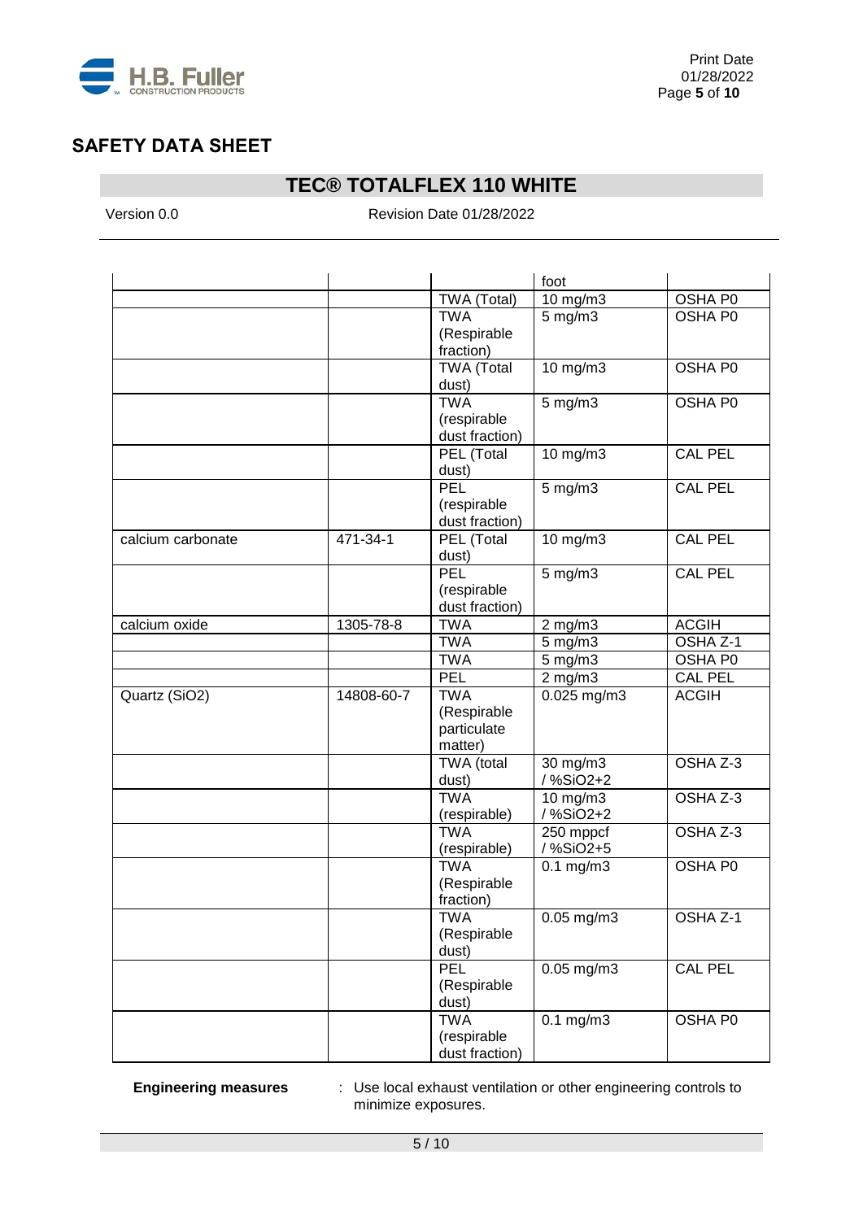## SAFETY DATA SHEET

## TEC® TOTALFLEX 110 WHITE

Version 0.0 Revision Date 01/28/2022

| | | | foot | |
|---|---|---|---|---|
| | | TWA (Total) | 10 mg/m3 | OSHA P0 |
| | | TWA (Respirable fraction) | 5 mg/m3 | OSHA P0 |
| | | TWA (Total dust) | 10 mg/m3 | OSHA P0 |
| | | TWA (respirable dust fraction) | 5 mg/m3 | OSHA P0 |
| | | PEL (Total dust) | 10 mg/m3 | CAL PEL |
| | | PEL (respirable dust fraction) | 5 mg/m3 | CAL PEL |
| calcium carbonate | 471-34-1 | PEL (Total dust) | 10 mg/m3 | CAL PEL |
| | | PEL (respirable dust fraction) | 5 mg/m3 | CAL PEL |
| calcium oxide | 1305-78-8 | TWA | 2 mg/m3 | ACGIH |
| | | TWA | 5 mg/m3 | OSHA Z-1 |
| | | TWA | 5 mg/m3 | OSHA P0 |
| | | PEL | 2 mg/m3 | CAL PEL |
| Quartz (SiO2) | 14808-60-7 | TWA (Respirable particulate matter) | 0.025 mg/m3 | ACGIH |
| | | TWA (total dust) | 30 mg/m3 / %SiO2+2 | OSHA Z-3 |
| | | TWA (respirable) | 10 mg/m3 / %SiO2+2 | OSHA Z-3 |
| | | TWA (respirable) | 250 mppcf / %SiO2+5 | OSHA Z-3 |
| | | TWA (Respirable fraction) | 0.1 mg/m3 | OSHA P0 |
| | | TWA (Respirable dust) | 0.05 mg/m3 | OSHA Z-1 |
| | | PEL (Respirable dust) | 0.05 mg/m3 | CAL PEL |
| | | TWA (respirable dust fraction) | 0.1 mg/m3 | OSHA P0 |

**Engineering measures** : Use local exhaust ventilation or other engineering controls to minimize exposures.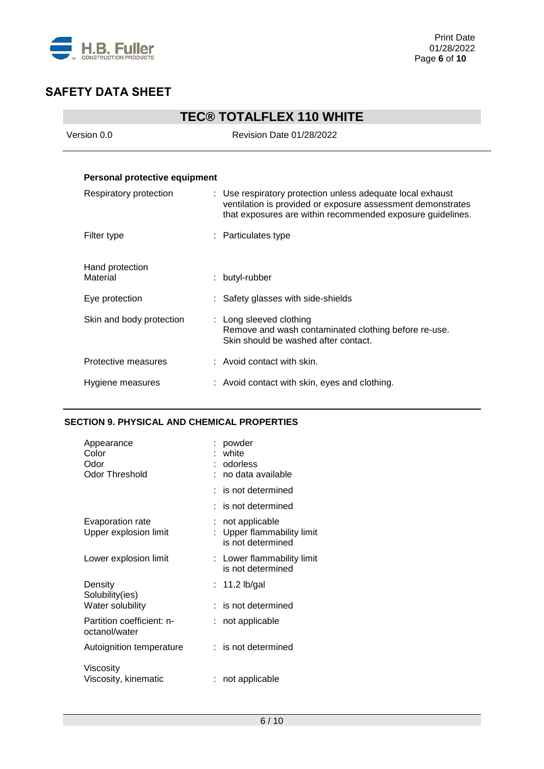# SAFETY DATA SHEET

## TEC® TOTALFLEX 110 WHITE

Version 0.0 Revision Date 01/28/2022

---

### Personal protective equipment

| | |
|---|---|
| Respiratory protection | : Use respiratory protection unless adequate local exhaust ventilation is provided or exposure assessment demonstrates that exposures are within recommended exposure guidelines. |
| Filter type | : Particulates type |
| Hand protection<br>Material | : butyl-rubber |
| Eye protection | : Safety glasses with side-shields |
| Skin and body protection | : Long sleeved clothing<br>Remove and wash contaminated clothing before re-use.<br>Skin should be washed after contact. |
| Protective measures | : Avoid contact with skin. |
| Hygiene measures | : Avoid contact with skin, eyes and clothing. |

---

### SECTION 9. PHYSICAL AND CHEMICAL PROPERTIES

| | |
|---|---|
| Appearance | : powder |
| Color | : white |
| Odor | : odorless |
| Odor Threshold | : no data available |
| | : is not determined |
| | : is not determined |
| Evaporation rate | : not applicable |
| Upper explosion limit | : Upper flammability limit is not determined |
| Lower explosion limit | : Lower flammability limit is not determined |
| Density | : 11.2 lb/gal |
| Solubility(ies)<br>Water solubility | : is not determined |
| Partition coefficient: n-octanol/water | : not applicable |
| Autoignition temperature | : is not determined |
| Viscosity<br>Viscosity, kinematic | : not applicable |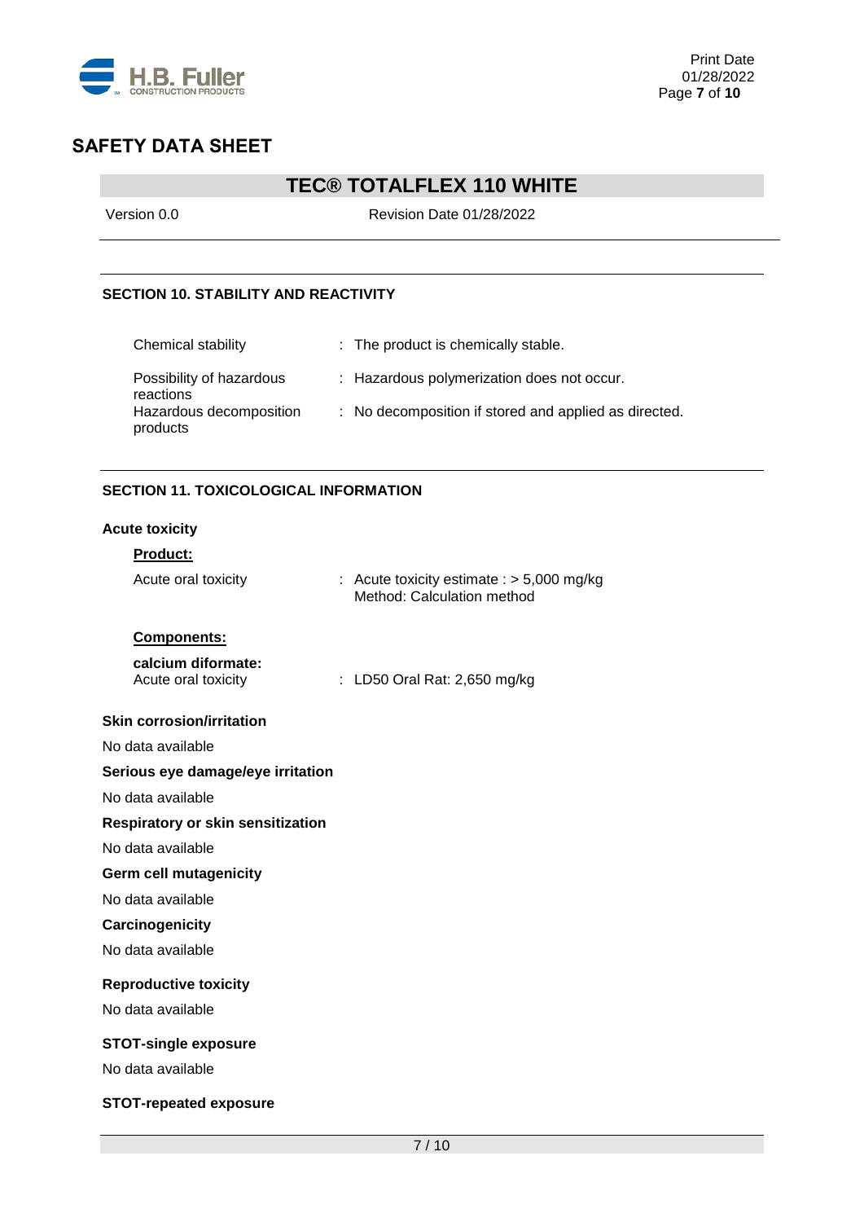## SECTION 10. STABILITY AND REACTIVITY

| | |
|---|---|
| Chemical stability | : The product is chemically stable. |
| Possibility of hazardous reactions | : Hazardous polymerization does not occur. |
| Hazardous decomposition products | : No decomposition if stored and applied as directed. |

## SECTION 11. TOXICOLOGICAL INFORMATION

### Acute toxicity

**Product:**

| | |
|---|---|
| Acute oral toxicity | : Acute toxicity estimate : > 5,000 mg/kg<br>Method: Calculation method |

**Components:**

**calcium diformate:**

| | |
|---|---|
| Acute oral toxicity | : LD50 Oral Rat: 2,650 mg/kg |

### Skin corrosion/irritation

No data available

### Serious eye damage/eye irritation

No data available

### Respiratory or skin sensitization

No data available

### Germ cell mutagenicity

No data available

### Carcinogenicity

No data available

### Reproductive toxicity

No data available

### STOT-single exposure

No data available

### STOT-repeated exposure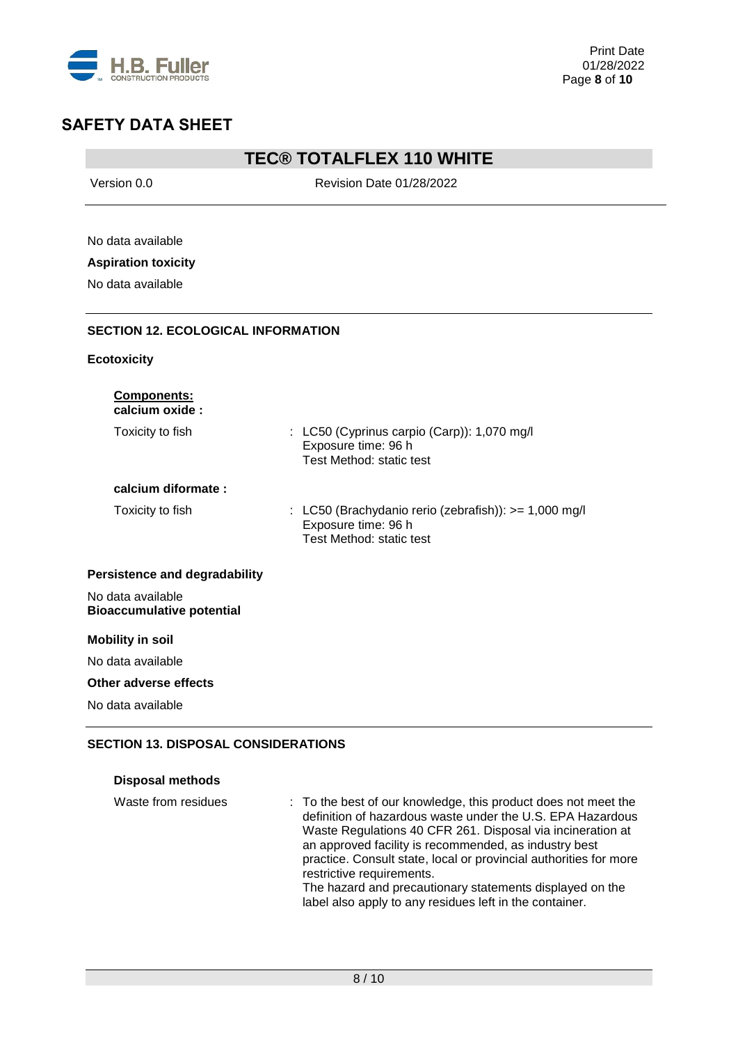No data available

**Aspiration toxicity**

No data available

## SECTION 12. ECOLOGICAL INFORMATION

**Ecotoxicity**

**Components:**
**calcium oxide :**

| | |
|---|---|
| Toxicity to fish | : LC50 (Cyprinus carpio (Carp)): 1,070 mg/l<br>Exposure time: 96 h<br>Test Method: static test |

**calcium diformate :**

| | |
|---|---|
| Toxicity to fish | : LC50 (Brachydanio rerio (zebrafish)): >= 1,000 mg/l<br>Exposure time: 96 h<br>Test Method: static test |

**Persistence and degradability**

No data available
**Bioaccumulative potential**

**Mobility in soil**

No data available

**Other adverse effects**

No data available

## SECTION 13. DISPOSAL CONSIDERATIONS

**Disposal methods**

| | |
|---|---|
| Waste from residues | : To the best of our knowledge, this product does not meet the definition of hazardous waste under the U.S. EPA Hazardous Waste Regulations 40 CFR 261. Disposal via incineration at an approved facility is recommended, as industry best practice. Consult state, local or provincial authorities for more restrictive requirements.<br>The hazard and precautionary statements displayed on the label also apply to any residues left in the container. |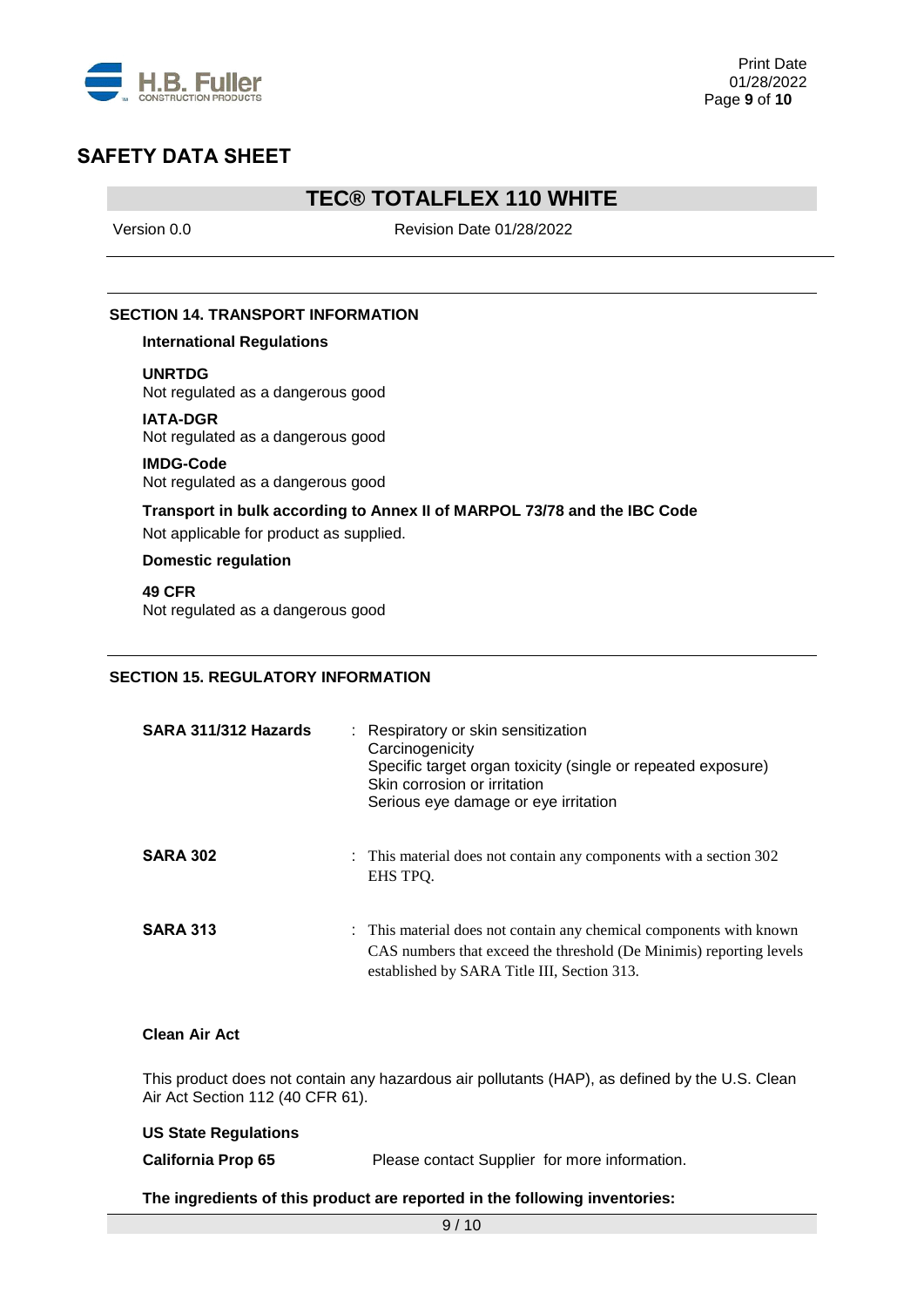## SECTION 14. TRANSPORT INFORMATION

**International Regulations**

**UNRTDG**
Not regulated as a dangerous good

**IATA-DGR**
Not regulated as a dangerous good

**IMDG-Code**
Not regulated as a dangerous good

**Transport in bulk according to Annex II of MARPOL 73/78 and the IBC Code**
Not applicable for product as supplied.

**Domestic regulation**

**49 CFR**
Not regulated as a dangerous good

## SECTION 15. REGULATORY INFORMATION

**SARA 311/312 Hazards** : Respiratory or skin sensitization
Carcinogenicity
Specific target organ toxicity (single or repeated exposure)
Skin corrosion or irritation
Serious eye damage or eye irritation

**SARA 302** : This material does not contain any components with a section 302 EHS TPQ.

**SARA 313** : This material does not contain any chemical components with known CAS numbers that exceed the threshold (De Minimis) reporting levels established by SARA Title III, Section 313.

**Clean Air Act**

This product does not contain any hazardous air pollutants (HAP), as defined by the U.S. Clean Air Act Section 112 (40 CFR 61).

**US State Regulations**

**California Prop 65** Please contact Supplier for more information.

**The ingredients of this product are reported in the following inventories:**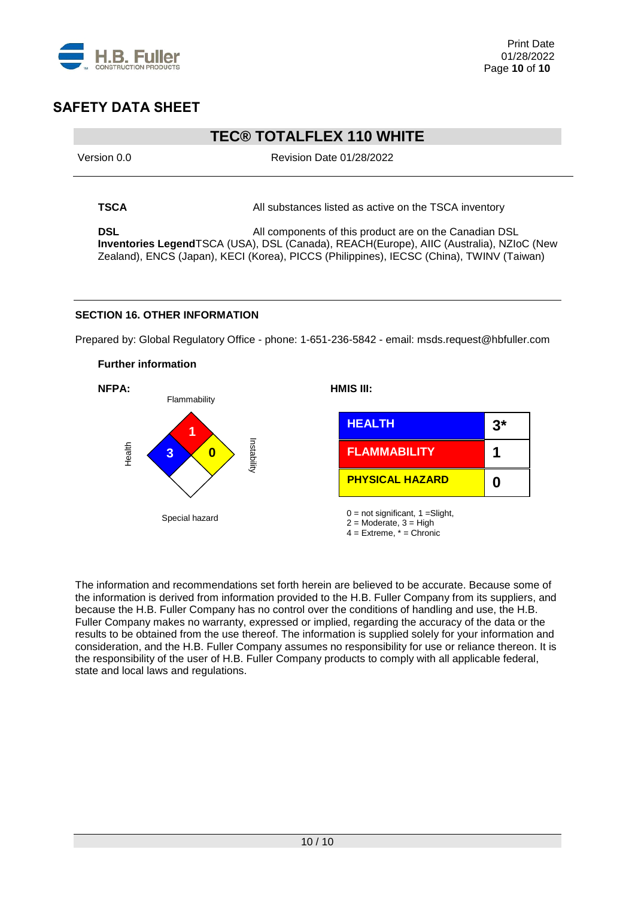**TSCA** All substances listed as active on the TSCA inventory

**DSL** All components of this product are on the Canadian DSL

**Inventories Legend**TSCA (USA), DSL (Canada), REACH(Europe), AIIC (Australia), NZIoC (New Zealand), ENCS (Japan), KECI (Korea), PICCS (Philippines), IECSC (China), TWINV (Taiwan)

## SECTION 16. OTHER INFORMATION

Prepared by: Global Regulatory Office - phone: 1-651-236-5842 - email: msds.request@hbfuller.com

**Further information**

**NFPA:**

Flammability
1
Health
3
Instability
0
Special hazard

**HMIS III:**

| | |
|---|---|
| HEALTH | 3* |
| FLAMMABILITY | 1 |
| PHYSICAL HAZARD | 0 |

0 = not significant, 1 =Slight,
2 = Moderate, 3 = High
4 = Extreme, * = Chronic

The information and recommendations set forth herein are believed to be accurate. Because some of the information is derived from information provided to the H.B. Fuller Company from its suppliers, and because the H.B. Fuller Company has no control over the conditions of handling and use, the H.B. Fuller Company makes no warranty, expressed or implied, regarding the accuracy of the data or the results to be obtained from the use thereof. The information is supplied solely for your information and consideration, and the H.B. Fuller Company assumes no responsibility for use or reliance thereon. It is the responsibility of the user of H.B. Fuller Company products to comply with all applicable federal, state and local laws and regulations.